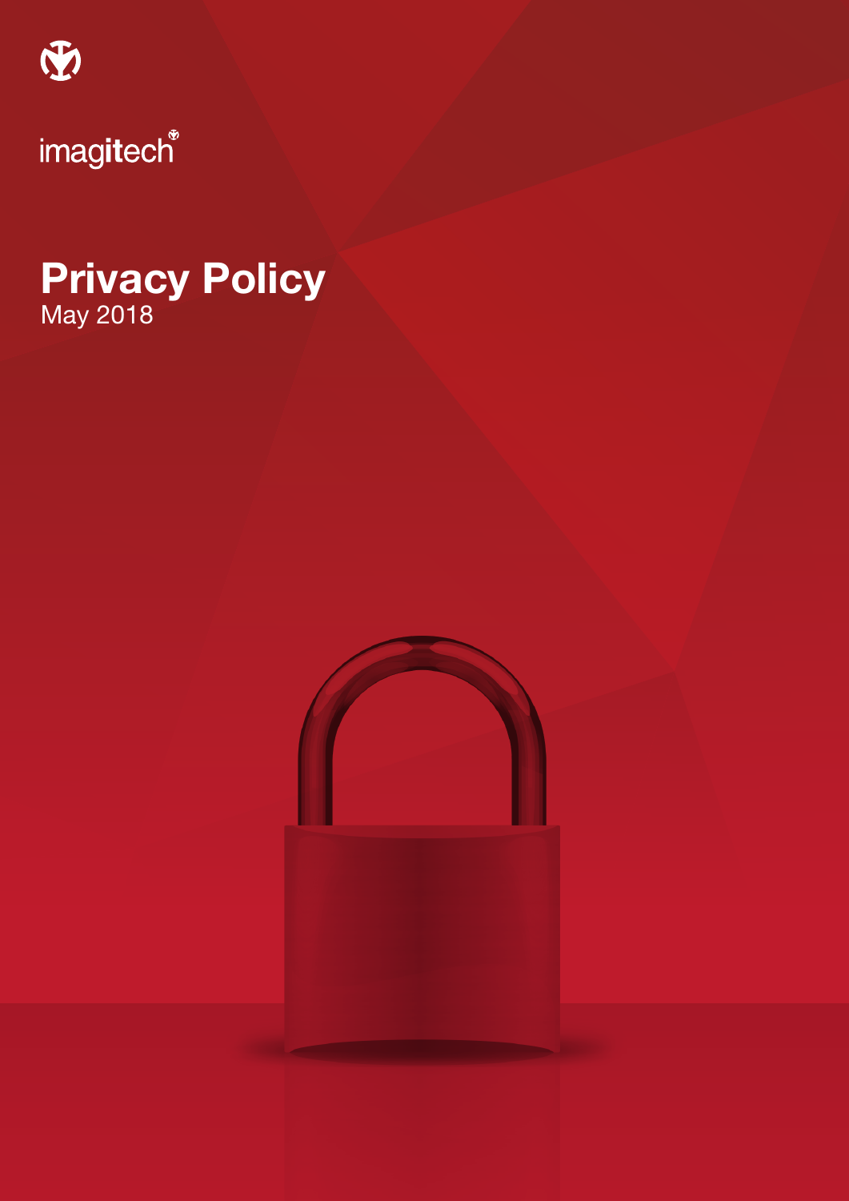imagitech

# Privacy Policy

May 2018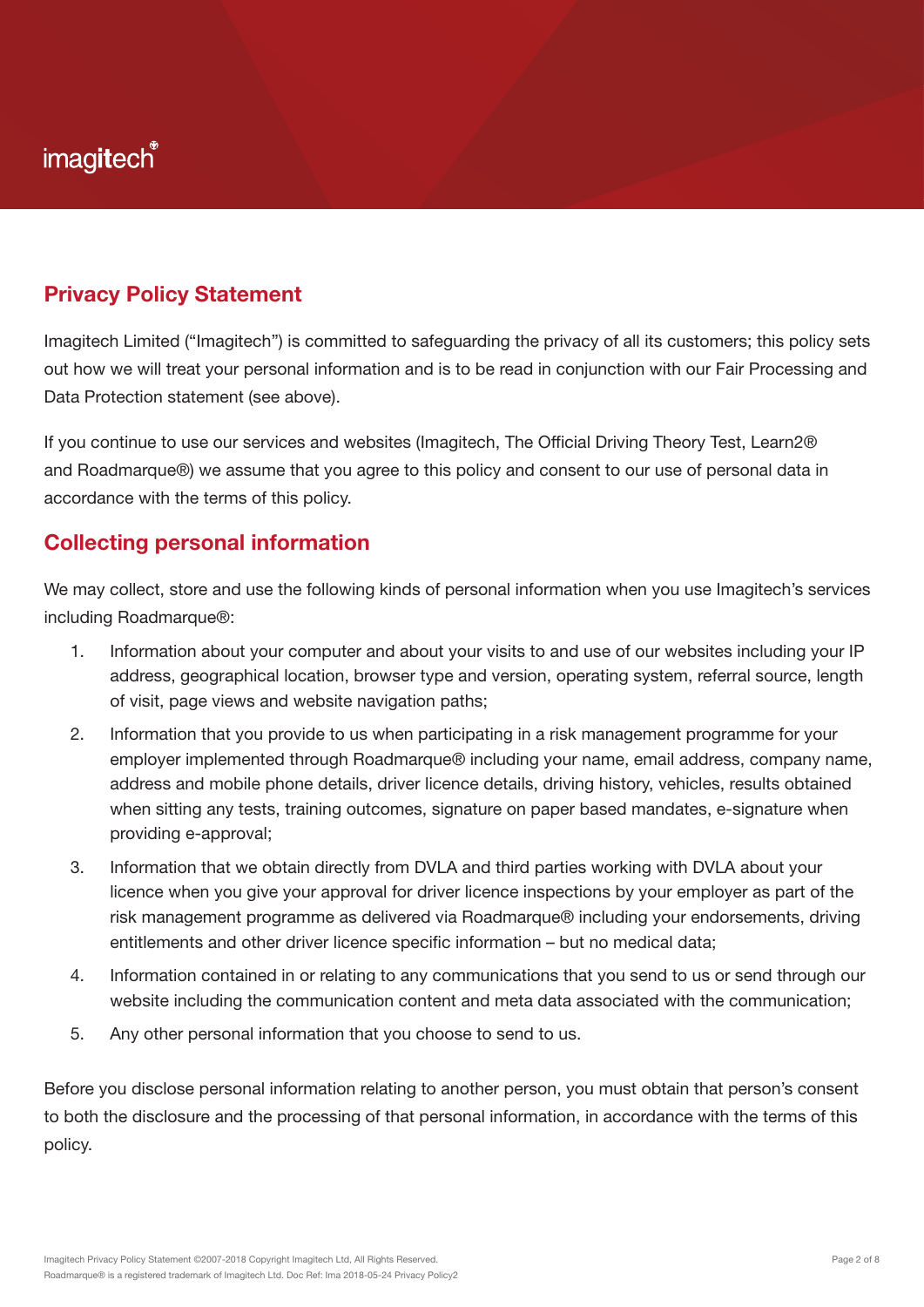## Privacy Policy Statement

Imagitech Limited ("Imagitech") is committed to safeguarding the privacy of all its customers; this policy sets out how we will treat your personal information and is to be read in conjunction with our Fair Processing and Data Protection statement (see above).

If you continue to use our services and websites (Imagitech, The Official Driving Theory Test, Learn2® and Roadmarque®) we assume that you agree to this policy and consent to our use of personal data in accordance with the terms of this policy.

## Collecting personal information

We may collect, store and use the following kinds of personal information when you use Imagitech's services including Roadmarque®:

1. Information about your computer and about your visits to and use of our websites including your IP address, geographical location, browser type and version, operating system, referral source, length of visit, page views and website navigation paths;
2. Information that you provide to us when participating in a risk management programme for your employer implemented through Roadmarque® including your name, email address, company name, address and mobile phone details, driver licence details, driving history, vehicles, results obtained when sitting any tests, training outcomes, signature on paper based mandates, e-signature when providing e-approval;
3. Information that we obtain directly from DVLA and third parties working with DVLA about your licence when you give your approval for driver licence inspections by your employer as part of the risk management programme as delivered via Roadmarque® including your endorsements, driving entitlements and other driver licence specific information – but no medical data;
4. Information contained in or relating to any communications that you send to us or send through our website including the communication content and meta data associated with the communication;
5. Any other personal information that you choose to send to us.

Before you disclose personal information relating to another person, you must obtain that person's consent to both the disclosure and the processing of that personal information, in accordance with the terms of this policy.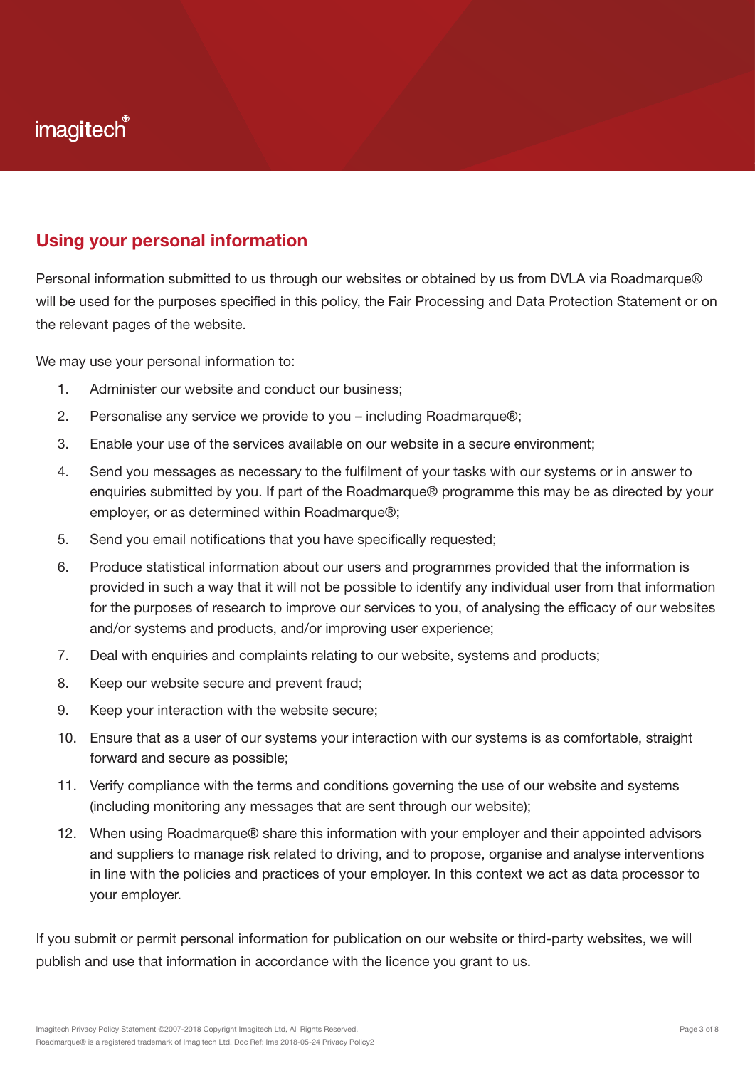## Using your personal information

Personal information submitted to us through our websites or obtained by us from DVLA via Roadmarque® will be used for the purposes specified in this policy, the Fair Processing and Data Protection Statement or on the relevant pages of the website.

We may use your personal information to:

1. Administer our website and conduct our business;
2. Personalise any service we provide to you – including Roadmarque®;
3. Enable your use of the services available on our website in a secure environment;
4. Send you messages as necessary to the fulfilment of your tasks with our systems or in answer to enquiries submitted by you. If part of the Roadmarque® programme this may be as directed by your employer, or as determined within Roadmarque®;
5. Send you email notifications that you have specifically requested;
6. Produce statistical information about our users and programmes provided that the information is provided in such a way that it will not be possible to identify any individual user from that information for the purposes of research to improve our services to you, of analysing the efficacy of our websites and/or systems and products, and/or improving user experience;
7. Deal with enquiries and complaints relating to our website, systems and products;
8. Keep our website secure and prevent fraud;
9. Keep your interaction with the website secure;
10. Ensure that as a user of our systems your interaction with our systems is as comfortable, straight forward and secure as possible;
11. Verify compliance with the terms and conditions governing the use of our website and systems (including monitoring any messages that are sent through our website);
12. When using Roadmarque® share this information with your employer and their appointed advisors and suppliers to manage risk related to driving, and to propose, organise and analyse interventions in line with the policies and practices of your employer. In this context we act as data processor to your employer.

If you submit or permit personal information for publication on our website or third-party websites, we will publish and use that information in accordance with the licence you grant to us.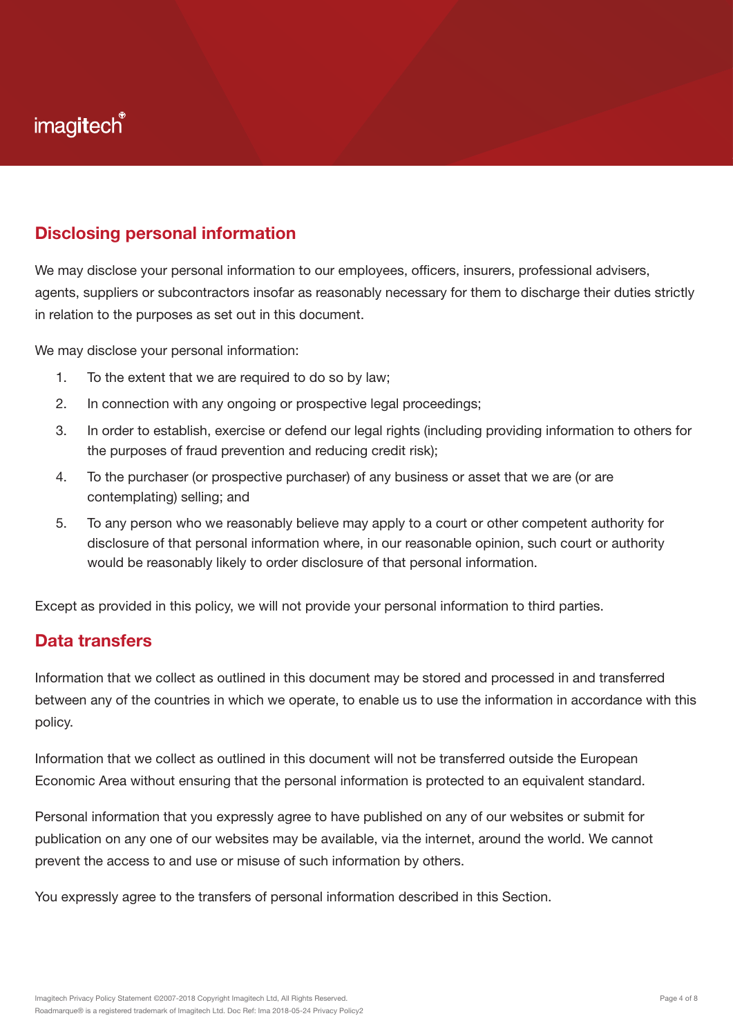## Disclosing personal information

We may disclose your personal information to our employees, officers, insurers, professional advisers, agents, suppliers or subcontractors insofar as reasonably necessary for them to discharge their duties strictly in relation to the purposes as set out in this document.

We may disclose your personal information:

1. To the extent that we are required to do so by law;
2. In connection with any ongoing or prospective legal proceedings;
3. In order to establish, exercise or defend our legal rights (including providing information to others for the purposes of fraud prevention and reducing credit risk);
4. To the purchaser (or prospective purchaser) of any business or asset that we are (or are contemplating) selling; and
5. To any person who we reasonably believe may apply to a court or other competent authority for disclosure of that personal information where, in our reasonable opinion, such court or authority would be reasonably likely to order disclosure of that personal information.

Except as provided in this policy, we will not provide your personal information to third parties.

## Data transfers

Information that we collect as outlined in this document may be stored and processed in and transferred between any of the countries in which we operate, to enable us to use the information in accordance with this policy.

Information that we collect as outlined in this document will not be transferred outside the European Economic Area without ensuring that the personal information is protected to an equivalent standard.

Personal information that you expressly agree to have published on any of our websites or submit for publication on any one of our websites may be available, via the internet, around the world. We cannot prevent the access to and use or misuse of such information by others.

You expressly agree to the transfers of personal information described in this Section.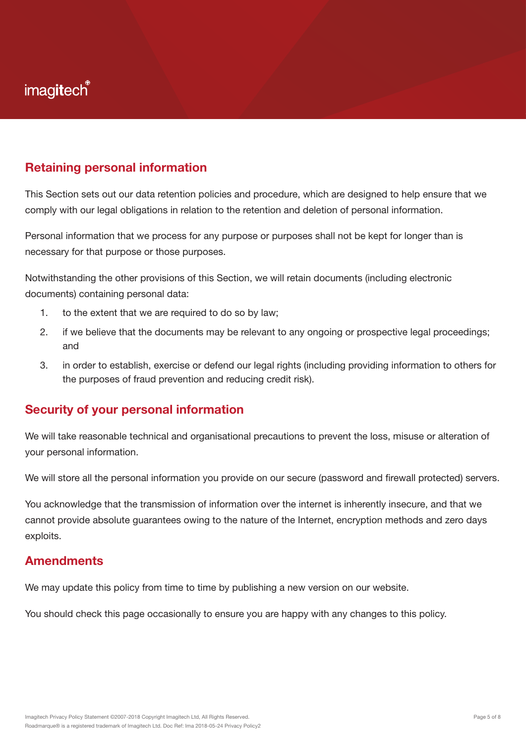## Retaining personal information

This Section sets out our data retention policies and procedure, which are designed to help ensure that we comply with our legal obligations in relation to the retention and deletion of personal information.

Personal information that we process for any purpose or purposes shall not be kept for longer than is necessary for that purpose or those purposes.

Notwithstanding the other provisions of this Section, we will retain documents (including electronic documents) containing personal data:

1. to the extent that we are required to do so by law;
2. if we believe that the documents may be relevant to any ongoing or prospective legal proceedings; and
3. in order to establish, exercise or defend our legal rights (including providing information to others for the purposes of fraud prevention and reducing credit risk).

## Security of your personal information

We will take reasonable technical and organisational precautions to prevent the loss, misuse or alteration of your personal information.

We will store all the personal information you provide on our secure (password and firewall protected) servers.

You acknowledge that the transmission of information over the internet is inherently insecure, and that we cannot provide absolute guarantees owing to the nature of the Internet, encryption methods and zero days exploits.

## Amendments

We may update this policy from time to time by publishing a new version on our website.

You should check this page occasionally to ensure you are happy with any changes to this policy.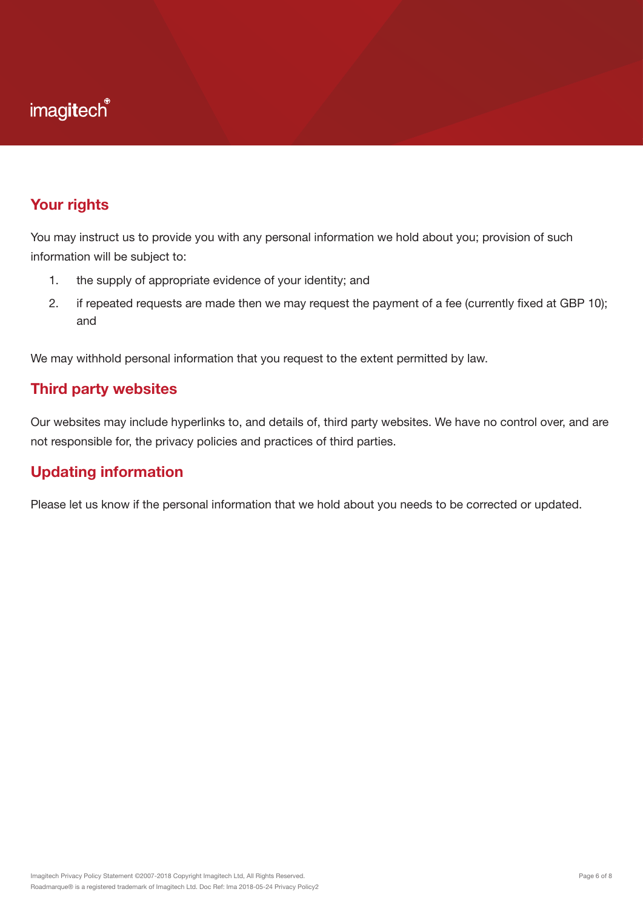## Your rights

You may instruct us to provide you with any personal information we hold about you; provision of such information will be subject to:

1. the supply of appropriate evidence of your identity; and
2. if repeated requests are made then we may request the payment of a fee (currently fixed at GBP 10); and

We may withhold personal information that you request to the extent permitted by law.

## Third party websites

Our websites may include hyperlinks to, and details of, third party websites. We have no control over, and are not responsible for, the privacy policies and practices of third parties.

## Updating information

Please let us know if the personal information that we hold about you needs to be corrected or updated.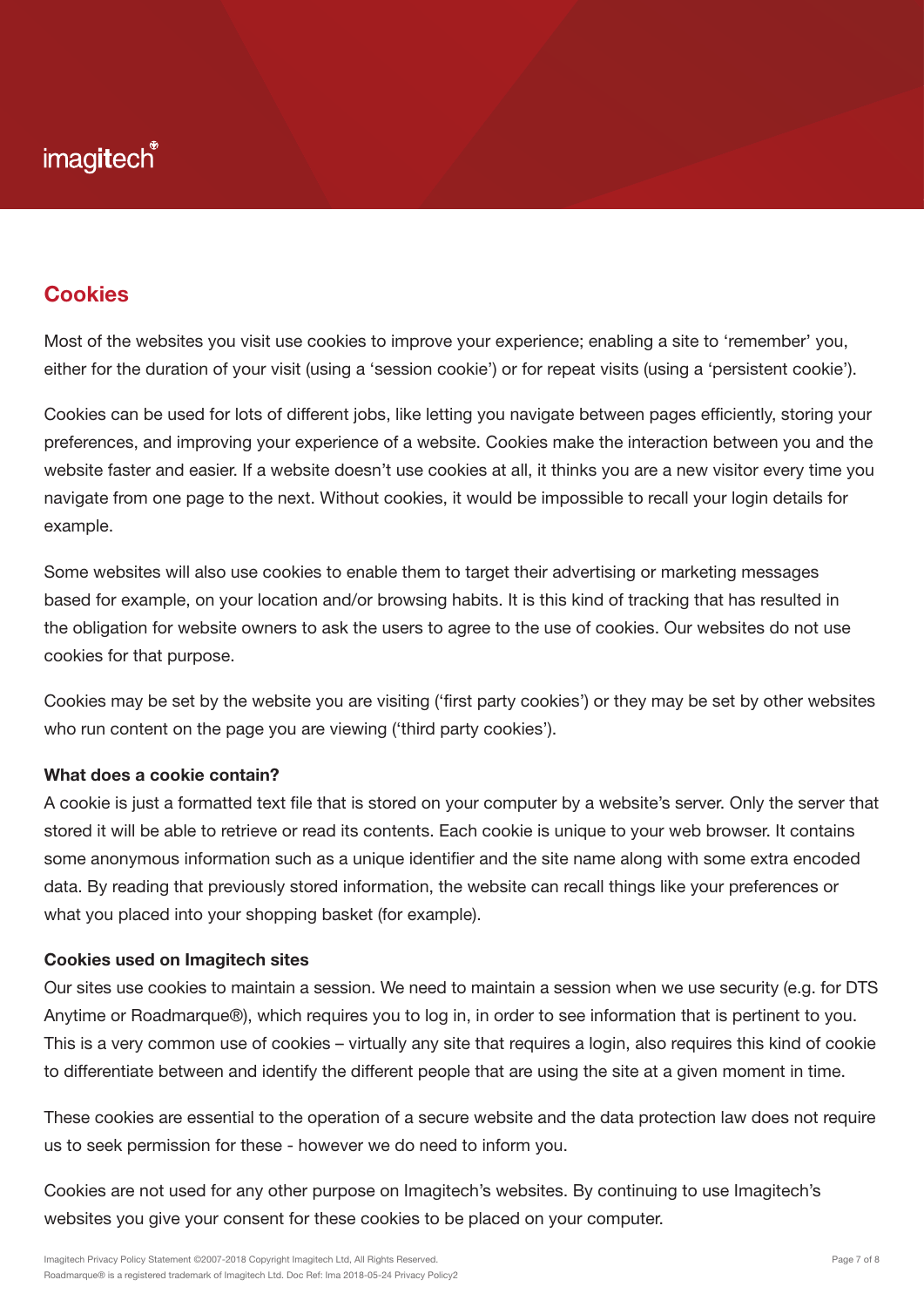## Cookies

Most of the websites you visit use cookies to improve your experience; enabling a site to 'remember' you, either for the duration of your visit (using a 'session cookie') or for repeat visits (using a 'persistent cookie').

Cookies can be used for lots of different jobs, like letting you navigate between pages efficiently, storing your preferences, and improving your experience of a website. Cookies make the interaction between you and the website faster and easier. If a website doesn't use cookies at all, it thinks you are a new visitor every time you navigate from one page to the next. Without cookies, it would be impossible to recall your login details for example.

Some websites will also use cookies to enable them to target their advertising or marketing messages based for example, on your location and/or browsing habits. It is this kind of tracking that has resulted in the obligation for website owners to ask the users to agree to the use of cookies. Our websites do not use cookies for that purpose.

Cookies may be set by the website you are visiting ('first party cookies') or they may be set by other websites who run content on the page you are viewing ('third party cookies').

**What does a cookie contain?**

A cookie is just a formatted text file that is stored on your computer by a website's server. Only the server that stored it will be able to retrieve or read its contents. Each cookie is unique to your web browser. It contains some anonymous information such as a unique identifier and the site name along with some extra encoded data. By reading that previously stored information, the website can recall things like your preferences or what you placed into your shopping basket (for example).

**Cookies used on Imagitech sites**

Our sites use cookies to maintain a session. We need to maintain a session when we use security (e.g. for DTS Anytime or Roadmarque®), which requires you to log in, in order to see information that is pertinent to you. This is a very common use of cookies – virtually any site that requires a login, also requires this kind of cookie to differentiate between and identify the different people that are using the site at a given moment in time.

These cookies are essential to the operation of a secure website and the data protection law does not require us to seek permission for these - however we do need to inform you.

Cookies are not used for any other purpose on Imagitech's websites. By continuing to use Imagitech's websites you give your consent for these cookies to be placed on your computer.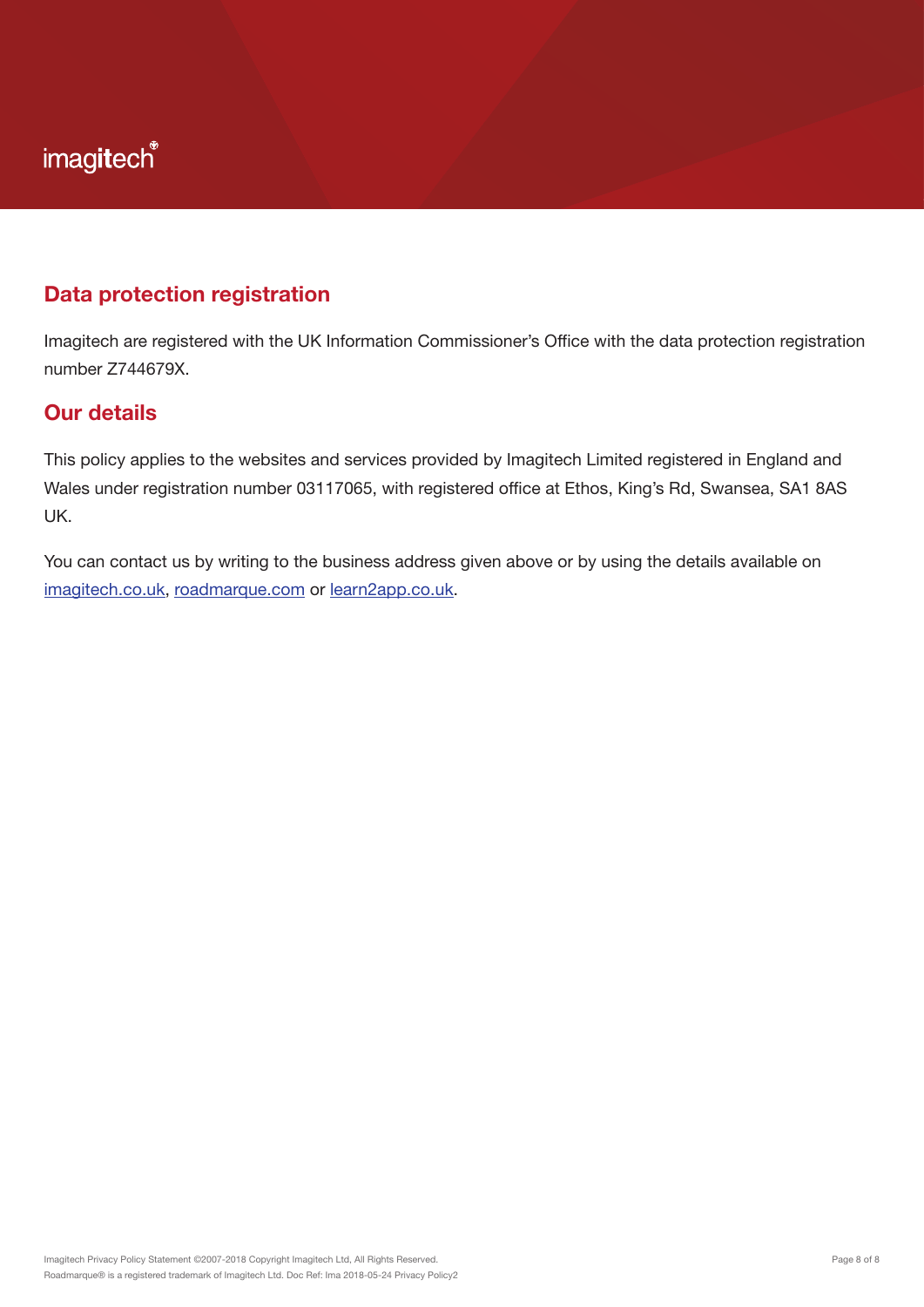## Data protection registration

Imagitech are registered with the UK Information Commissioner's Office with the data protection registration number Z744679X.

## Our details

This policy applies to the websites and services provided by Imagitech Limited registered in England and Wales under registration number 03117065, with registered office at Ethos, King's Rd, Swansea, SA1 8AS UK.

You can contact us by writing to the business address given above or by using the details available on imagitech.co.uk, roadmarque.com or learn2app.co.uk.